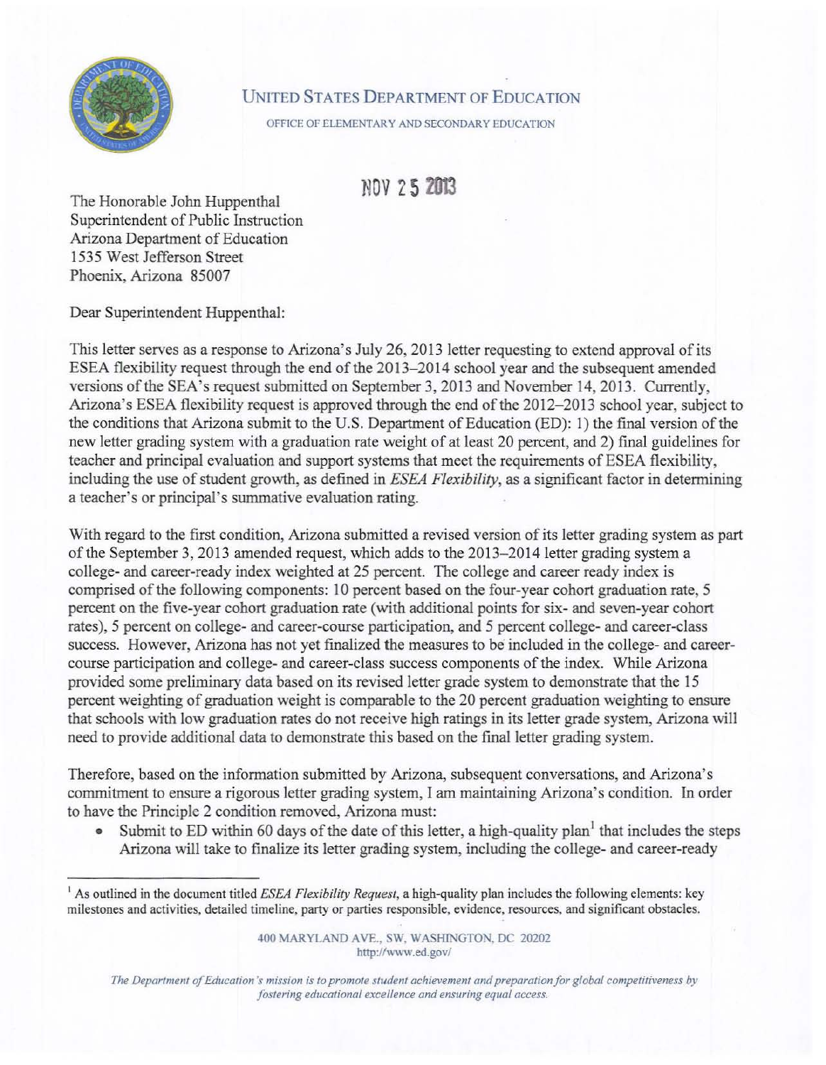UNITED STATES DEPARTMENT OF EDUCATION

OFFICE OF ELEMENTARY AND SECONDARY EDUCATION

NOV 25 2013

The Honorable John Huppenthal
Superintendent of Public Instruction
Arizona Department of Education
1535 West Jefferson Street
Phoenix, Arizona 85007

Dear Superintendent Huppenthal:

This letter serves as a response to Arizona's July 26, 2013 letter requesting to extend approval of its ESEA flexibility request through the end of the 2013–2014 school year and the subsequent amended versions of the SEA's request submitted on September 3, 2013 and November 14, 2013. Currently, Arizona's ESEA flexibility request is approved through the end of the 2012–2013 school year, subject to the conditions that Arizona submit to the U.S. Department of Education (ED): 1) the final version of the new letter grading system with a graduation rate weight of at least 20 percent, and 2) final guidelines for teacher and principal evaluation and support systems that meet the requirements of ESEA flexibility, including the use of student growth, as defined in *ESEA Flexibility*, as a significant factor in determining a teacher's or principal's summative evaluation rating.

With regard to the first condition, Arizona submitted a revised version of its letter grading system as part of the September 3, 2013 amended request, which adds to the 2013–2014 letter grading system a college- and career-ready index weighted at 25 percent. The college and career ready index is comprised of the following components: 10 percent based on the four-year cohort graduation rate, 5 percent on the five-year cohort graduation rate (with additional points for six- and seven-year cohort rates), 5 percent on college- and career-course participation, and 5 percent college- and career-class success. However, Arizona has not yet finalized the measures to be included in the college- and career-course participation and college- and career-class success components of the index. While Arizona provided some preliminary data based on its revised letter grade system to demonstrate that the 15 percent weighting of graduation weight is comparable to the 20 percent graduation weighting to ensure that schools with low graduation rates do not receive high ratings in its letter grade system, Arizona will need to provide additional data to demonstrate this based on the final letter grading system.

Therefore, based on the information submitted by Arizona, subsequent conversations, and Arizona's commitment to ensure a rigorous letter grading system, I am maintaining Arizona's condition. In order to have the Principle 2 condition removed, Arizona must:

- Submit to ED within 60 days of the date of this letter, a high-quality plan[1] that includes the steps Arizona will take to finalize its letter grading system, including the college- and career-ready

[1] As outlined in the document titled *ESEA Flexibility Request*, a high-quality plan includes the following elements: key milestones and activities, detailed timeline, party or parties responsible, evidence, resources, and significant obstacles.

400 MARYLAND AVE., SW, WASHINGTON, DC 20202
http://www.ed.gov/

*The Department of Education's mission is to promote student achievement and preparation for global competitiveness by fostering educational excellence and ensuring equal access.*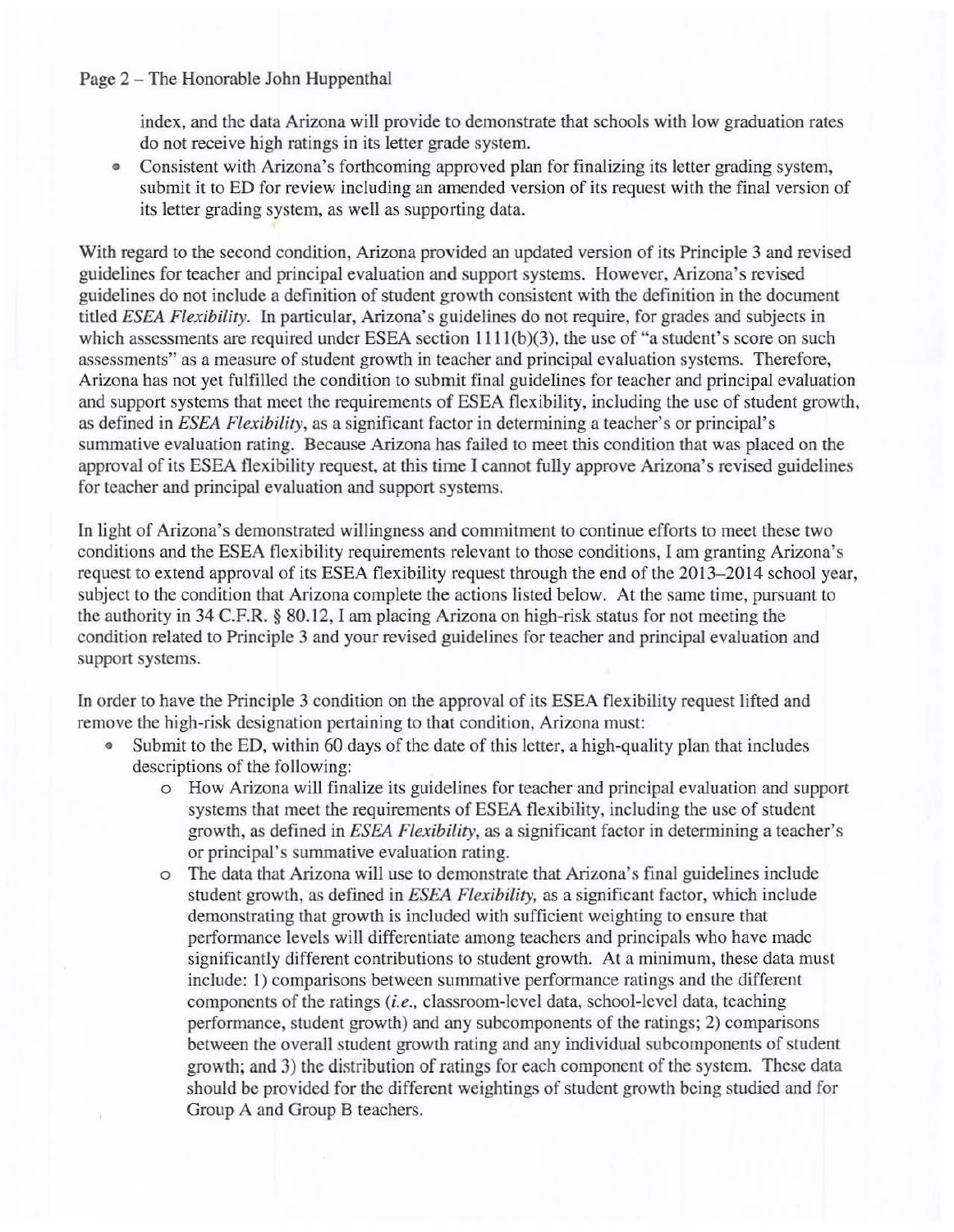index, and the data Arizona will provide to demonstrate that schools with low graduation rates do not receive high ratings in its letter grade system.

- Consistent with Arizona's forthcoming approved plan for finalizing its letter grading system, submit it to ED for review including an amended version of its request with the final version of its letter grading system, as well as supporting data.

With regard to the second condition, Arizona provided an updated version of its Principle 3 and revised guidelines for teacher and principal evaluation and support systems. However, Arizona's revised guidelines do not include a definition of student growth consistent with the definition in the document titled *ESEA Flexibility*. In particular, Arizona's guidelines do not require, for grades and subjects in which assessments are required under ESEA section 1111(b)(3), the use of "a student's score on such assessments" as a measure of student growth in teacher and principal evaluation systems. Therefore, Arizona has not yet fulfilled the condition to submit final guidelines for teacher and principal evaluation and support systems that meet the requirements of ESEA flexibility, including the use of student growth, as defined in *ESEA Flexibility*, as a significant factor in determining a teacher's or principal's summative evaluation rating. Because Arizona has failed to meet this condition that was placed on the approval of its ESEA flexibility request, at this time I cannot fully approve Arizona's revised guidelines for teacher and principal evaluation and support systems.

In light of Arizona's demonstrated willingness and commitment to continue efforts to meet these two conditions and the ESEA flexibility requirements relevant to those conditions, I am granting Arizona's request to extend approval of its ESEA flexibility request through the end of the 2013–2014 school year, subject to the condition that Arizona complete the actions listed below. At the same time, pursuant to the authority in 34 C.F.R. § 80.12, I am placing Arizona on high-risk status for not meeting the condition related to Principle 3 and your revised guidelines for teacher and principal evaluation and support systems.

In order to have the Principle 3 condition on the approval of its ESEA flexibility request lifted and remove the high-risk designation pertaining to that condition, Arizona must:

- Submit to the ED, within 60 days of the date of this letter, a high-quality plan that includes descriptions of the following:
  - How Arizona will finalize its guidelines for teacher and principal evaluation and support systems that meet the requirements of ESEA flexibility, including the use of student growth, as defined in *ESEA Flexibility*, as a significant factor in determining a teacher's or principal's summative evaluation rating.
  - The data that Arizona will use to demonstrate that Arizona's final guidelines include student growth, as defined in *ESEA Flexibility*, as a significant factor, which include demonstrating that growth is included with sufficient weighting to ensure that performance levels will differentiate among teachers and principals who have made significantly different contributions to student growth. At a minimum, these data must include: 1) comparisons between summative performance ratings and the different components of the ratings (*i.e.*, classroom-level data, school-level data, teaching performance, student growth) and any subcomponents of the ratings; 2) comparisons between the overall student growth rating and any individual subcomponents of student growth; and 3) the distribution of ratings for each component of the system. These data should be provided for the different weightings of student growth being studied and for Group A and Group B teachers.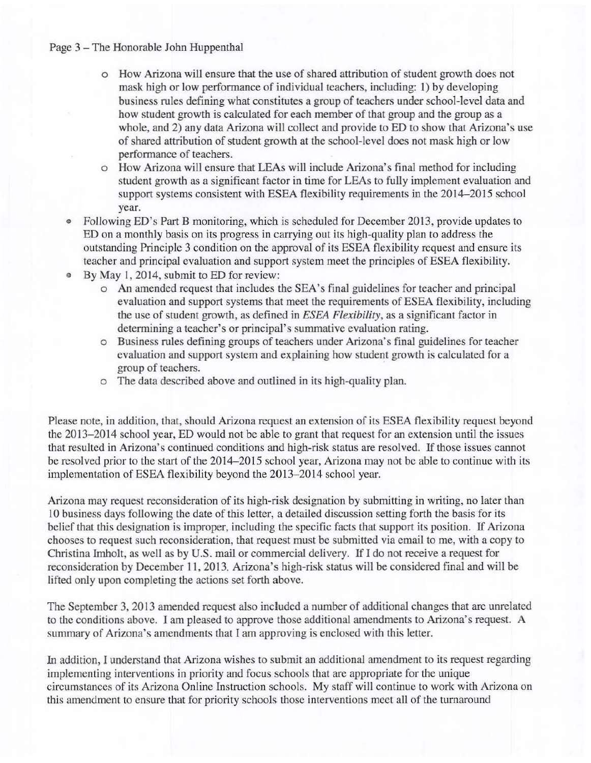- How Arizona will ensure that the use of shared attribution of student growth does not mask high or low performance of individual teachers, including: 1) by developing business rules defining what constitutes a group of teachers under school-level data and how student growth is calculated for each member of that group and the group as a whole, and 2) any data Arizona will collect and provide to ED to show that Arizona's use of shared attribution of student growth at the school-level does not mask high or low performance of teachers.
  - How Arizona will ensure that LEAs will include Arizona's final method for including student growth as a significant factor in time for LEAs to fully implement evaluation and support systems consistent with ESEA flexibility requirements in the 2014–2015 school year.
- Following ED's Part B monitoring, which is scheduled for December 2013, provide updates to ED on a monthly basis on its progress in carrying out its high-quality plan to address the outstanding Principle 3 condition on the approval of its ESEA flexibility request and ensure its teacher and principal evaluation and support system meet the principles of ESEA flexibility.
- By May 1, 2014, submit to ED for review:
  - An amended request that includes the SEA's final guidelines for teacher and principal evaluation and support systems that meet the requirements of ESEA flexibility, including the use of student growth, as defined in *ESEA Flexibility*, as a significant factor in determining a teacher's or principal's summative evaluation rating.
  - Business rules defining groups of teachers under Arizona's final guidelines for teacher evaluation and support system and explaining how student growth is calculated for a group of teachers.
  - The data described above and outlined in its high-quality plan.

Please note, in addition, that, should Arizona request an extension of its ESEA flexibility request beyond the 2013–2014 school year, ED would not be able to grant that request for an extension until the issues that resulted in Arizona's continued conditions and high-risk status are resolved. If those issues cannot be resolved prior to the start of the 2014–2015 school year, Arizona may not be able to continue with its implementation of ESEA flexibility beyond the 2013–2014 school year.

Arizona may request reconsideration of its high-risk designation by submitting in writing, no later than 10 business days following the date of this letter, a detailed discussion setting forth the basis for its belief that this designation is improper, including the specific facts that support its position. If Arizona chooses to request such reconsideration, that request must be submitted via email to me, with a copy to Christina Imholt, as well as by U.S. mail or commercial delivery. If I do not receive a request for reconsideration by December 11, 2013, Arizona's high-risk status will be considered final and will be lifted only upon completing the actions set forth above.

The September 3, 2013 amended request also included a number of additional changes that are unrelated to the conditions above. I am pleased to approve those additional amendments to Arizona's request. A summary of Arizona's amendments that I am approving is enclosed with this letter.

In addition, I understand that Arizona wishes to submit an additional amendment to its request regarding implementing interventions in priority and focus schools that are appropriate for the unique circumstances of its Arizona Online Instruction schools. My staff will continue to work with Arizona on this amendment to ensure that for priority schools those interventions meet all of the turnaround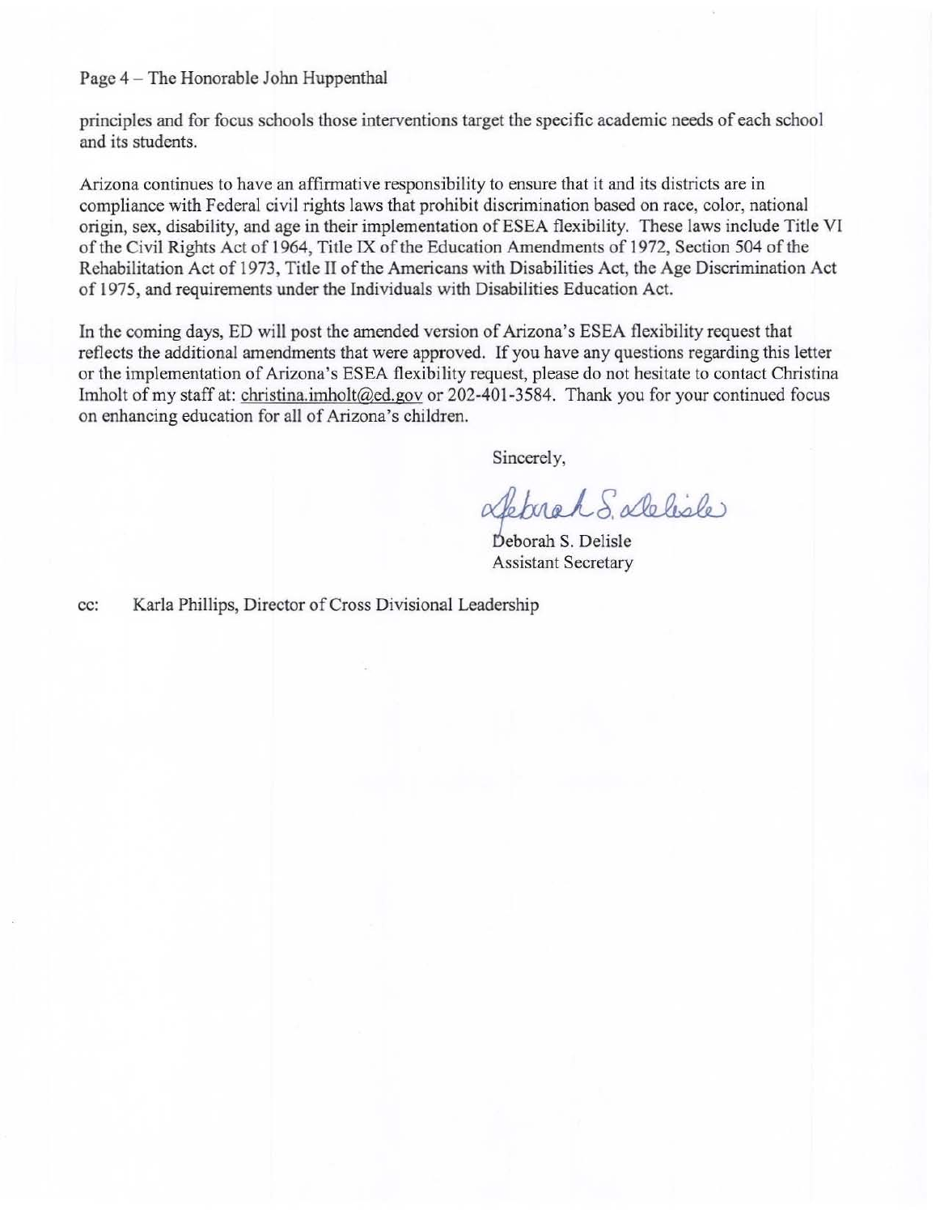principles and for focus schools those interventions target the specific academic needs of each school and its students.

Arizona continues to have an affirmative responsibility to ensure that it and its districts are in compliance with Federal civil rights laws that prohibit discrimination based on race, color, national origin, sex, disability, and age in their implementation of ESEA flexibility. These laws include Title VI of the Civil Rights Act of 1964, Title IX of the Education Amendments of 1972, Section 504 of the Rehabilitation Act of 1973, Title II of the Americans with Disabilities Act, the Age Discrimination Act of 1975, and requirements under the Individuals with Disabilities Education Act.

In the coming days, ED will post the amended version of Arizona's ESEA flexibility request that reflects the additional amendments that were approved. If you have any questions regarding this letter or the implementation of Arizona's ESEA flexibility request, please do not hesitate to contact Christina Imholt of my staff at: christina.imholt@ed.gov or 202-401-3584. Thank you for your continued focus on enhancing education for all of Arizona's children.

Sincerely,

Deborah S. Delisle

Deborah S. Delisle
Assistant Secretary

cc: Karla Phillips, Director of Cross Divisional Leadership